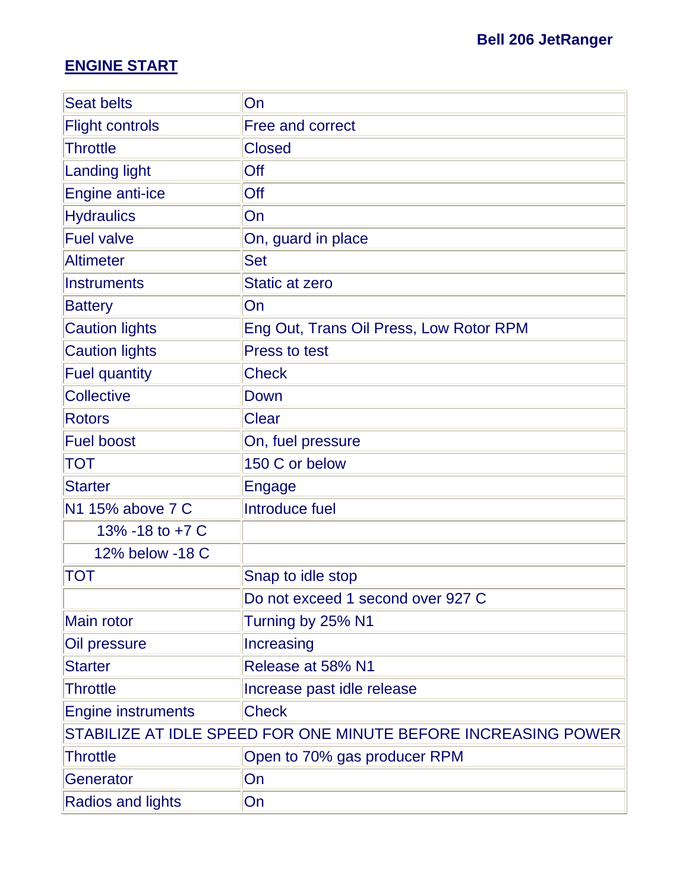Bell 206 JetRanger

## ENGINE START

| | |
|---|---|
| Seat belts | On |
| Flight controls | Free and correct |
| Throttle | Closed |
| Landing light | Off |
| Engine anti-ice | Off |
| Hydraulics | On |
| Fuel valve | On, guard in place |
| Altimeter | Set |
| Instruments | Static at zero |
| Battery | On |
| Caution lights | Eng Out, Trans Oil Press, Low Rotor RPM |
| Caution lights | Press to test |
| Fuel quantity | Check |
| Collective | Down |
| Rotors | Clear |
| Fuel boost | On, fuel pressure |
| TOT | 150 C or below |
| Starter | Engage |
| N1 15% above 7 C | Introduce fuel |
| 13% -18 to +7 C | |
| 12% below -18 C | |
| TOT | Snap to idle stop |
| | Do not exceed 1 second over 927 C |
| Main rotor | Turning by 25% N1 |
| Oil pressure | Increasing |
| Starter | Release at 58% N1 |
| Throttle | Increase past idle release |
| Engine instruments | Check |
| STABILIZE AT IDLE SPEED FOR ONE MINUTE BEFORE INCREASING POWER | |
| Throttle | Open to 70% gas producer RPM |
| Generator | On |
| Radios and lights | On |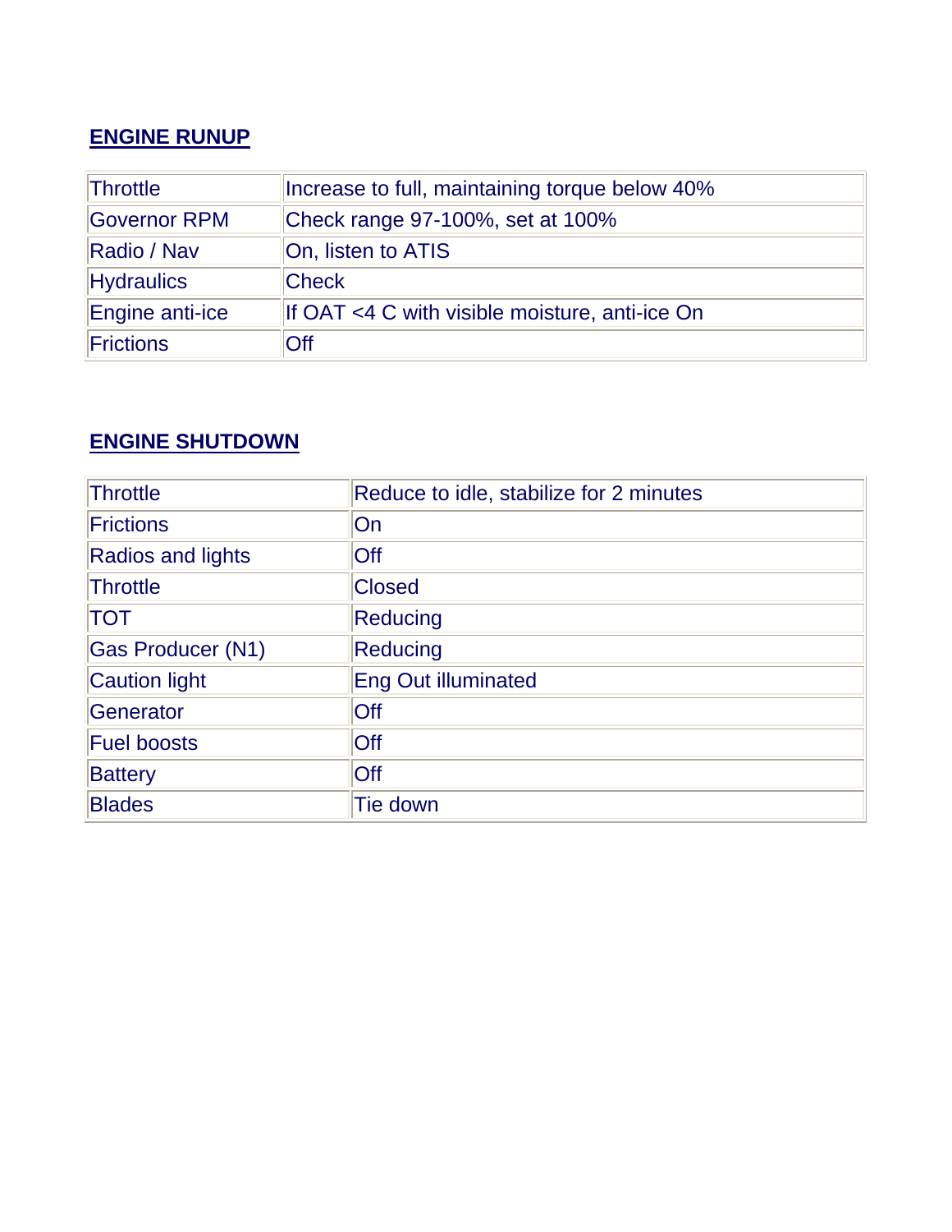## ENGINE RUNUP

| | |
|---|---|
| Throttle | Increase to full, maintaining torque below 40% |
| Governor RPM | Check range 97-100%, set at 100% |
| Radio / Nav | On, listen to ATIS |
| Hydraulics | Check |
| Engine anti-ice | If OAT <4 C with visible moisture, anti-ice On |
| Frictions | Off |

## ENGINE SHUTDOWN

| | |
|---|---|
| Throttle | Reduce to idle, stabilize for 2 minutes |
| Frictions | On |
| Radios and lights | Off |
| Throttle | Closed |
| TOT | Reducing |
| Gas Producer (N1) | Reducing |
| Caution light | Eng Out illuminated |
| Generator | Off |
| Fuel boosts | Off |
| Battery | Off |
| Blades | Tie down |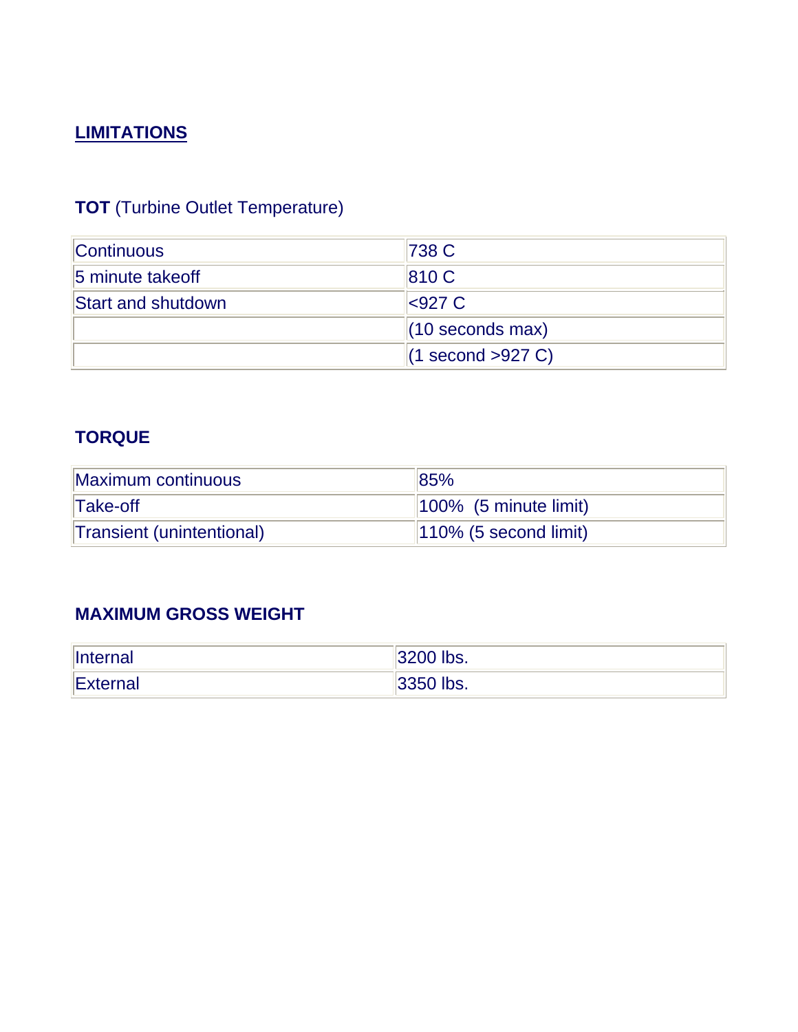## LIMITATIONS

### **TOT** (Turbine Outlet Temperature)

| | |
|---|---|
| Continuous | 738 C |
| 5 minute takeoff | 810 C |
| Start and shutdown | <927 C |
| | (10 seconds max) |
| | (1 second >927 C) |

### TORQUE

| | |
|---|---|
| Maximum continuous | 85% |
| Take-off | 100% (5 minute limit) |
| Transient (unintentional) | 110% (5 second limit) |

### MAXIMUM GROSS WEIGHT

| | |
|---|---|
| Internal | 3200 lbs. |
| External | 3350 lbs. |